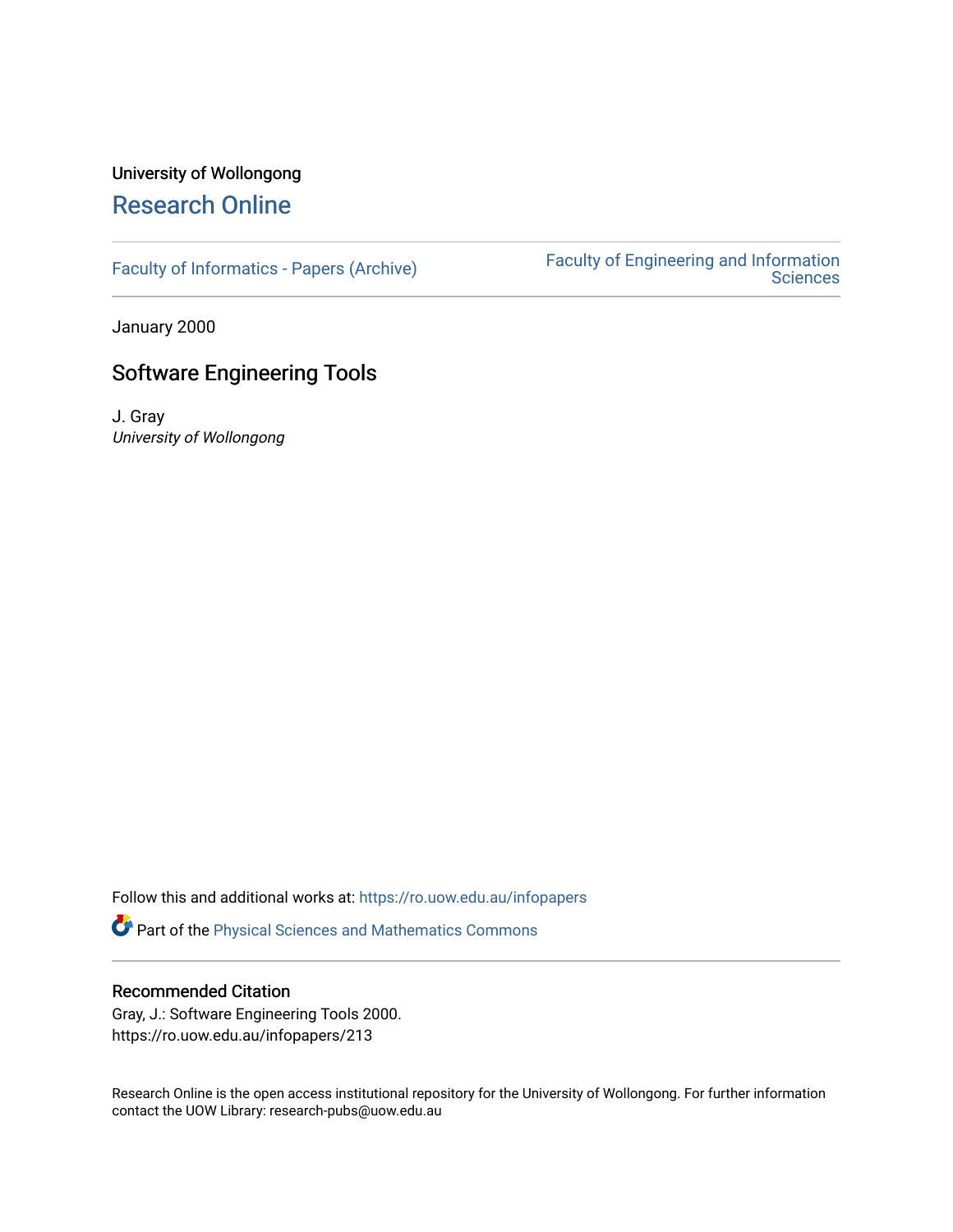University of Wollongong

# Research Online

Faculty of Informatics - Papers (Archive)

Faculty of Engineering and Information Sciences

January 2000

## Software Engineering Tools

J. Gray
*University of Wollongong*

Follow this and additional works at: https://ro.uow.edu.au/infopapers

Part of the Physical Sciences and Mathematics Commons

### Recommended Citation

Gray, J.: Software Engineering Tools 2000.
https://ro.uow.edu.au/infopapers/213

Research Online is the open access institutional repository for the University of Wollongong. For further information contact the UOW Library: research-pubs@uow.edu.au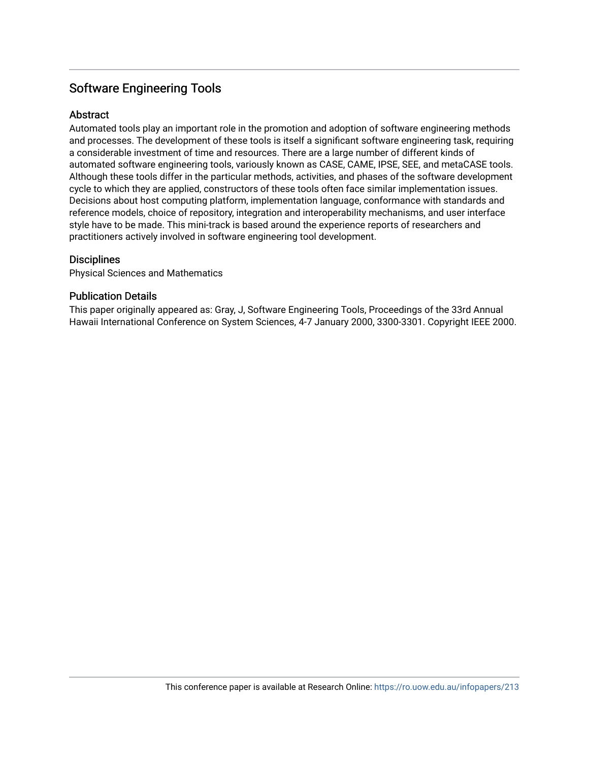## Software Engineering Tools

### Abstract

Automated tools play an important role in the promotion and adoption of software engineering methods and processes. The development of these tools is itself a significant software engineering task, requiring a considerable investment of time and resources. There are a large number of different kinds of automated software engineering tools, variously known as CASE, CAME, IPSE, SEE, and metaCASE tools. Although these tools differ in the particular methods, activities, and phases of the software development cycle to which they are applied, constructors of these tools often face similar implementation issues. Decisions about host computing platform, implementation language, conformance with standards and reference models, choice of repository, integration and interoperability mechanisms, and user interface style have to be made. This mini-track is based around the experience reports of researchers and practitioners actively involved in software engineering tool development.

### Disciplines

Physical Sciences and Mathematics

### Publication Details

This paper originally appeared as: Gray, J, Software Engineering Tools, Proceedings of the 33rd Annual Hawaii International Conference on System Sciences, 4-7 January 2000, 3300-3301. Copyright IEEE 2000.

This conference paper is available at Research Online: https://ro.uow.edu.au/infopapers/213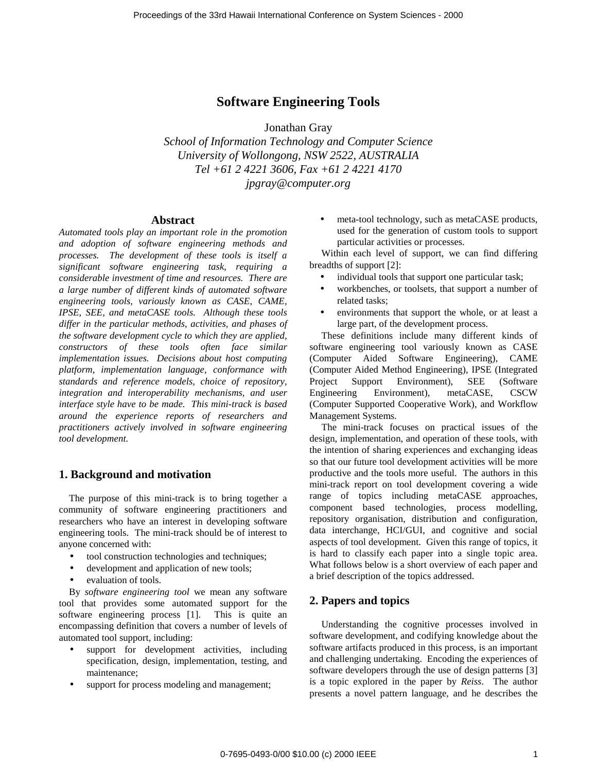# Software Engineering Tools

Jonathan Gray
*School of Information Technology and Computer Science*
*University of Wollongong, NSW 2522, AUSTRALIA*
*Tel +61 2 4221 3606, Fax +61 2 4221 4170*
*jpgray@computer.org*

## Abstract

*Automated tools play an important role in the promotion and adoption of software engineering methods and processes. The development of these tools is itself a significant software engineering task, requiring a considerable investment of time and resources. There are a large number of different kinds of automated software engineering tools, variously known as CASE, CAME, IPSE, SEE, and metaCASE tools. Although these tools differ in the particular methods, activities, and phases of the software development cycle to which they are applied, constructors of these tools often face similar implementation issues. Decisions about host computing platform, implementation language, conformance with standards and reference models, choice of repository, integration and interoperability mechanisms, and user interface style have to be made. This mini-track is based around the experience reports of researchers and practitioners actively involved in software engineering tool development.*

## 1. Background and motivation

The purpose of this mini-track is to bring together a community of software engineering practitioners and researchers who have an interest in developing software engineering tools. The mini-track should be of interest to anyone concerned with:

- tool construction technologies and techniques;
- development and application of new tools;
- evaluation of tools.

By *software engineering tool* we mean any software tool that provides some automated support for the software engineering process [1]. This is quite an encompassing definition that covers a number of levels of automated tool support, including:

- support for development activities, including specification, design, implementation, testing, and maintenance;
- support for process modeling and management;
- meta-tool technology, such as metaCASE products, used for the generation of custom tools to support particular activities or processes.

Within each level of support, we can find differing breadths of support [2]:

- individual tools that support one particular task;
- workbenches, or toolsets, that support a number of related tasks;
- environments that support the whole, or at least a large part, of the development process.

These definitions include many different kinds of software engineering tool variously known as CASE (Computer Aided Software Engineering), CAME (Computer Aided Method Engineering), IPSE (Integrated Project Support Environment), SEE (Software Engineering Environment), metaCASE, CSCW (Computer Supported Cooperative Work), and Workflow Management Systems.

The mini-track focuses on practical issues of the design, implementation, and operation of these tools, with the intention of sharing experiences and exchanging ideas so that our future tool development activities will be more productive and the tools more useful. The authors in this mini-track report on tool development covering a wide range of topics including metaCASE approaches, component based technologies, process modelling, repository organisation, distribution and configuration, data interchange, HCI/GUI, and cognitive and social aspects of tool development. Given this range of topics, it is hard to classify each paper into a single topic area. What follows below is a short overview of each paper and a brief description of the topics addressed.

## 2. Papers and topics

Understanding the cognitive processes involved in software development, and codifying knowledge about the software artifacts produced in this process, is an important and challenging undertaking. Encoding the experiences of software developers through the use of design patterns [3] is a topic explored in the paper by *Reiss*. The author presents a novel pattern language, and he describes the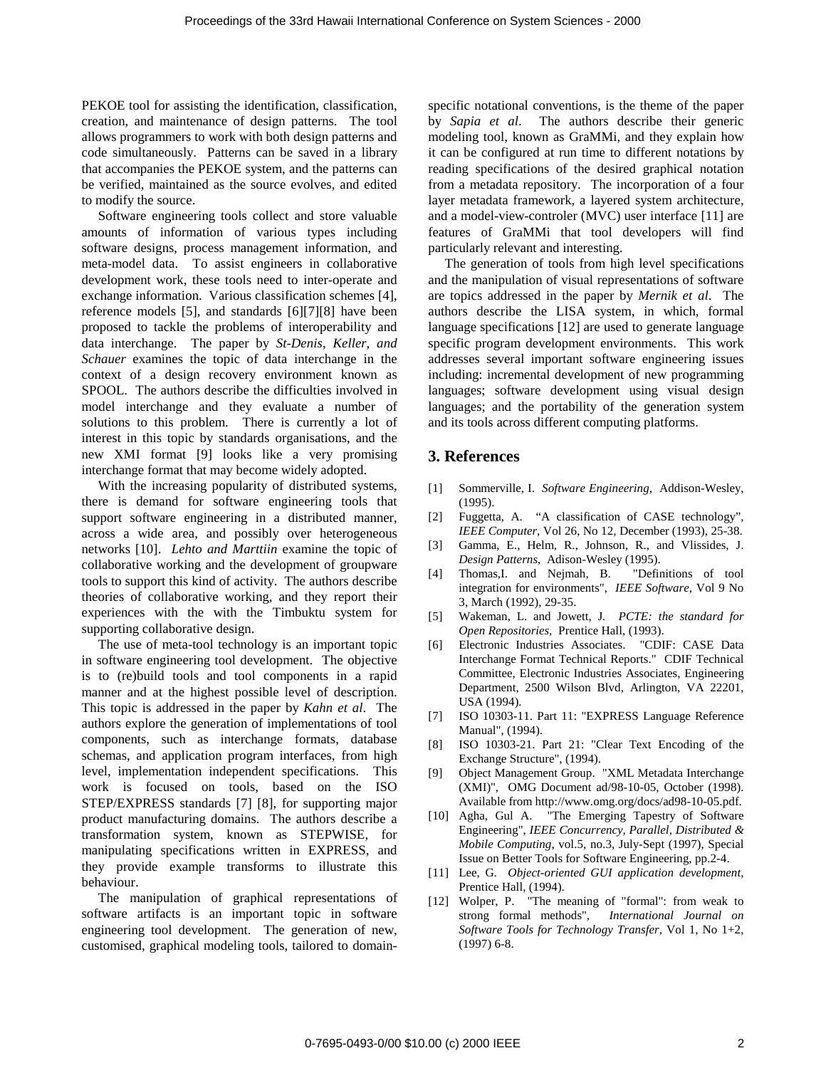PEKOE tool for assisting the identification, classification, creation, and maintenance of design patterns. The tool allows programmers to work with both design patterns and code simultaneously. Patterns can be saved in a library that accompanies the PEKOE system, and the patterns can be verified, maintained as the source evolves, and edited to modify the source.

Software engineering tools collect and store valuable amounts of information of various types including software designs, process management information, and meta-model data. To assist engineers in collaborative development work, these tools need to inter-operate and exchange information. Various classification schemes [4], reference models [5], and standards [6][7][8] have been proposed to tackle the problems of interoperability and data interchange. The paper by *St-Denis, Keller, and Schauer* examines the topic of data interchange in the context of a design recovery environment known as SPOOL. The authors describe the difficulties involved in model interchange and they evaluate a number of solutions to this problem. There is currently a lot of interest in this topic by standards organisations, and the new XMI format [9] looks like a very promising interchange format that may become widely adopted.

With the increasing popularity of distributed systems, there is demand for software engineering tools that support software engineering in a distributed manner, across a wide area, and possibly over heterogeneous networks [10]. *Lehto and Marttiin* examine the topic of collaborative working and the development of groupware tools to support this kind of activity. The authors describe theories of collaborative working, and they report their experiences with the with the Timbuktu system for supporting collaborative design.

The use of meta-tool technology is an important topic in software engineering tool development. The objective is to (re)build tools and tool components in a rapid manner and at the highest possible level of description. This topic is addressed in the paper by *Kahn et al*. The authors explore the generation of implementations of tool components, such as interchange formats, database schemas, and application program interfaces, from high level, implementation independent specifications. This work is focused on tools, based on the ISO STEP/EXPRESS standards [7] [8], for supporting major product manufacturing domains. The authors describe a transformation system, known as STEPWISE, for manipulating specifications written in EXPRESS, and they provide example transforms to illustrate this behaviour.

The manipulation of graphical representations of software artifacts is an important topic in software engineering tool development. The generation of new, customised, graphical modeling tools, tailored to domain-specific notational conventions, is the theme of the paper by *Sapia et al*. The authors describe their generic modeling tool, known as GraMMi, and they explain how it can be configured at run time to different notations by reading specifications of the desired graphical notation from a metadata repository. The incorporation of a four layer metadata framework, a layered system architecture, and a model-view-controler (MVC) user interface [11] are features of GraMMi that tool developers will find particularly relevant and interesting.

The generation of tools from high level specifications and the manipulation of visual representations of software are topics addressed in the paper by *Mernik et al*. The authors describe the LISA system, in which, formal language specifications [12] are used to generate language specific program development environments. This work addresses several important software engineering issues including: incremental development of new programming languages; software development using visual design languages; and the portability of the generation system and its tools across different computing platforms.

## 3. References

[1] Sommerville, I. *Software Engineering*, Addison-Wesley, (1995).

[2] Fuggetta, A. "A classification of CASE technology", *IEEE Computer*, Vol 26, No 12, December (1993), 25-38.

[3] Gamma, E., Helm, R., Johnson, R., and Vlissides, J. *Design Patterns*, Adison-Wesley (1995).

[4] Thomas,I. and Nejmah, B. "Definitions of tool integration for environments", *IEEE Software*, Vol 9 No 3, March (1992), 29-35.

[5] Wakeman, L. and Jowett, J. *PCTE: the standard for Open Repositories*, Prentice Hall, (1993).

[6] Electronic Industries Associates. "CDIF: CASE Data Interchange Format Technical Reports." CDIF Technical Committee, Electronic Industries Associates, Engineering Department, 2500 Wilson Blvd, Arlington, VA 22201, USA (1994).

[7] ISO 10303-11. Part 11: "EXPRESS Language Reference Manual", (1994).

[8] ISO 10303-21. Part 21: "Clear Text Encoding of the Exchange Structure", (1994).

[9] Object Management Group. "XML Metadata Interchange (XMI)", OMG Document ad/98-10-05, October (1998). Available from http://www.omg.org/docs/ad98-10-05.pdf.

[10] Agha, Gul A. "The Emerging Tapestry of Software Engineering", *IEEE Concurrency, Parallel, Distributed & Mobile Computing*, vol.5, no.3, July-Sept (1997), Special Issue on Better Tools for Software Engineering, pp.2-4.

[11] Lee, G. *Object-oriented GUI application development*, Prentice Hall, (1994).

[12] Wolper, P. "The meaning of "formal": from weak to strong formal methods", *International Journal on Software Tools for Technology Transfer*, Vol 1, No 1+2, (1997) 6-8.